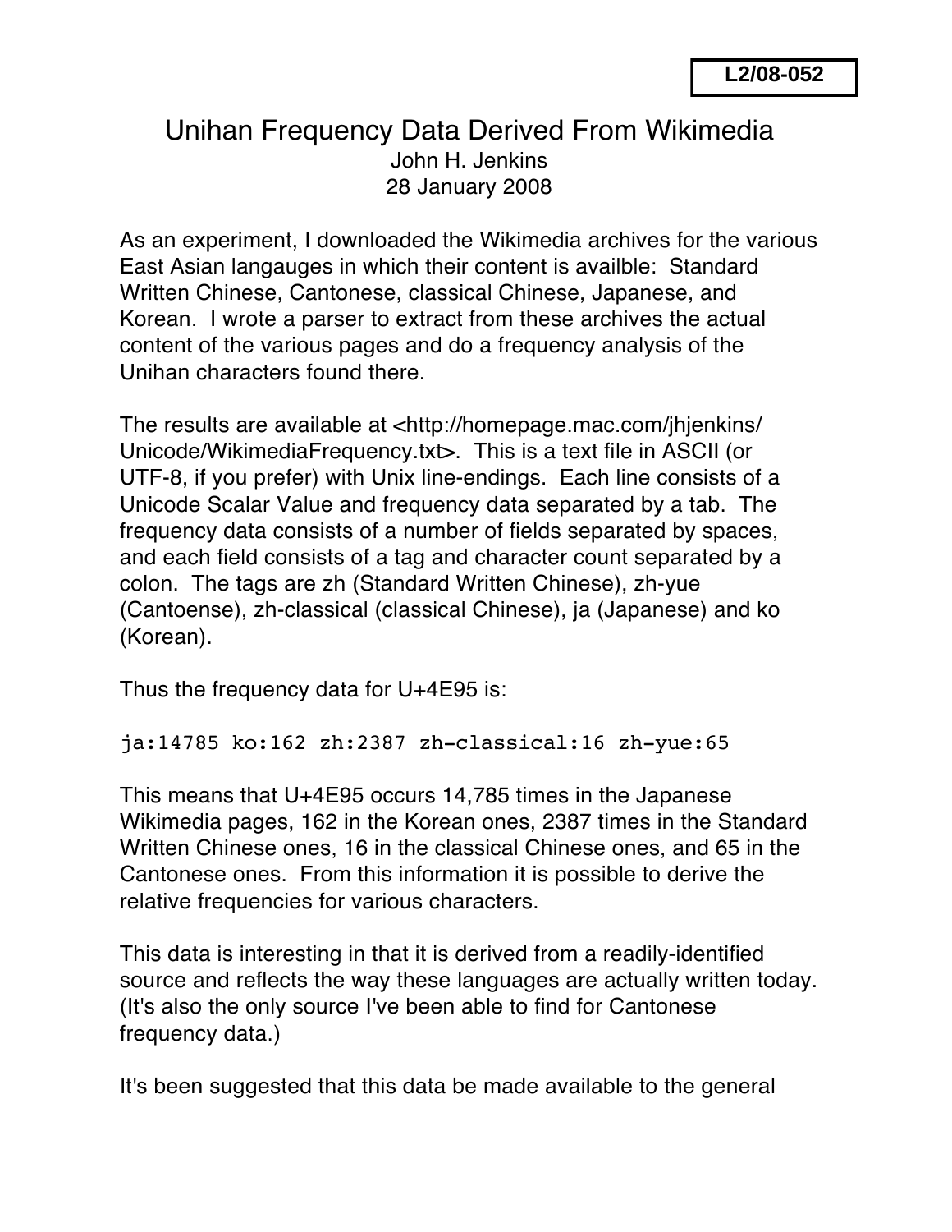L2/08-052

# Unihan Frequency Data Derived From Wikimedia

John H. Jenkins
28 January 2008

As an experiment, I downloaded the Wikimedia archives for the various East Asian langauges in which their content is availble: Standard Written Chinese, Cantonese, classical Chinese, Japanese, and Korean. I wrote a parser to extract from these archives the actual content of the various pages and do a frequency analysis of the Unihan characters found there.

The results are available at <http://homepage.mac.com/jhjenkins/Unicode/WikimediaFrequency.txt>. This is a text file in ASCII (or UTF-8, if you prefer) with Unix line-endings. Each line consists of a Unicode Scalar Value and frequency data separated by a tab. The frequency data consists of a number of fields separated by spaces, and each field consists of a tag and character count separated by a colon. The tags are zh (Standard Written Chinese), zh-yue (Cantoense), zh-classical (classical Chinese), ja (Japanese) and ko (Korean).

Thus the frequency data for U+4E95 is:

```
ja:14785 ko:162 zh:2387 zh-classical:16 zh-yue:65
```

This means that U+4E95 occurs 14,785 times in the Japanese Wikimedia pages, 162 in the Korean ones, 2387 times in the Standard Written Chinese ones, 16 in the classical Chinese ones, and 65 in the Cantonese ones. From this information it is possible to derive the relative frequencies for various characters.

This data is interesting in that it is derived from a readily-identified source and reflects the way these languages are actually written today. (It's also the only source I've been able to find for Cantonese frequency data.)

It's been suggested that this data be made available to the general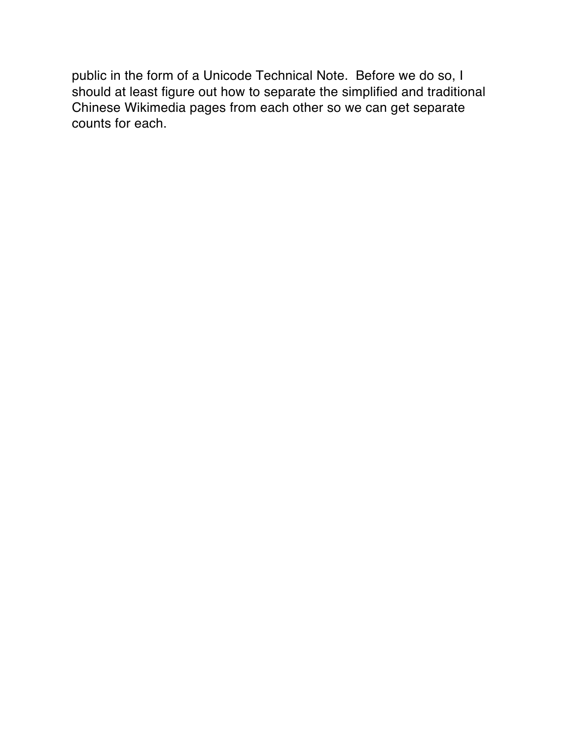public in the form of a Unicode Technical Note. Before we do so, I should at least figure out how to separate the simplified and traditional Chinese Wikimedia pages from each other so we can get separate counts for each.